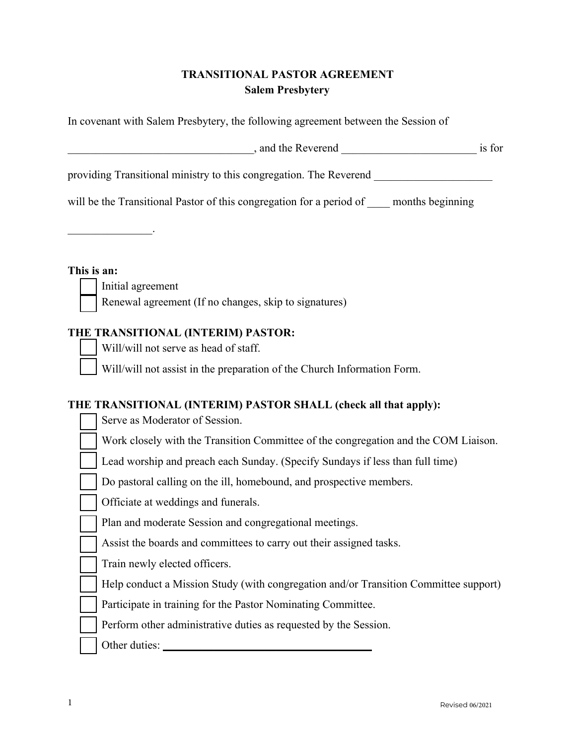**TRANSITIONAL PASTOR AGREEMENT**
**Salem Presbytery**

In covenant with Salem Presbytery, the following agreement between the Session of

_________________________________, and the Reverend ________________________ is for

providing Transitional ministry to this congregation. The Reverend _____________________

will be the Transitional Pastor of this congregation for a period of ____ months beginning

_______________.

**This is an:**

- ☐ Initial agreement
- ☐ Renewal agreement (If no changes, skip to signatures)

**THE TRANSITIONAL (INTERIM) PASTOR:**

- ☐ Will/will not serve as head of staff.
- ☐ Will/will not assist in the preparation of the Church Information Form.

**THE TRANSITIONAL (INTERIM) PASTOR SHALL (check all that apply):**

- ☐ Serve as Moderator of Session.
- ☐ Work closely with the Transition Committee of the congregation and the COM Liaison.
- ☐ Lead worship and preach each Sunday. (Specify Sundays if less than full time)
- ☐ Do pastoral calling on the ill, homebound, and prospective members.
- ☐ Officiate at weddings and funerals.
- ☐ Plan and moderate Session and congregational meetings.
- ☐ Assist the boards and committees to carry out their assigned tasks.
- ☐ Train newly elected officers.
- ☐ Help conduct a Mission Study (with congregation and/or Transition Committee support)
- ☐ Participate in training for the Pastor Nominating Committee.
- ☐ Perform other administrative duties as requested by the Session.
- ☐ Other duties: ________________________________________

Revised 06/2021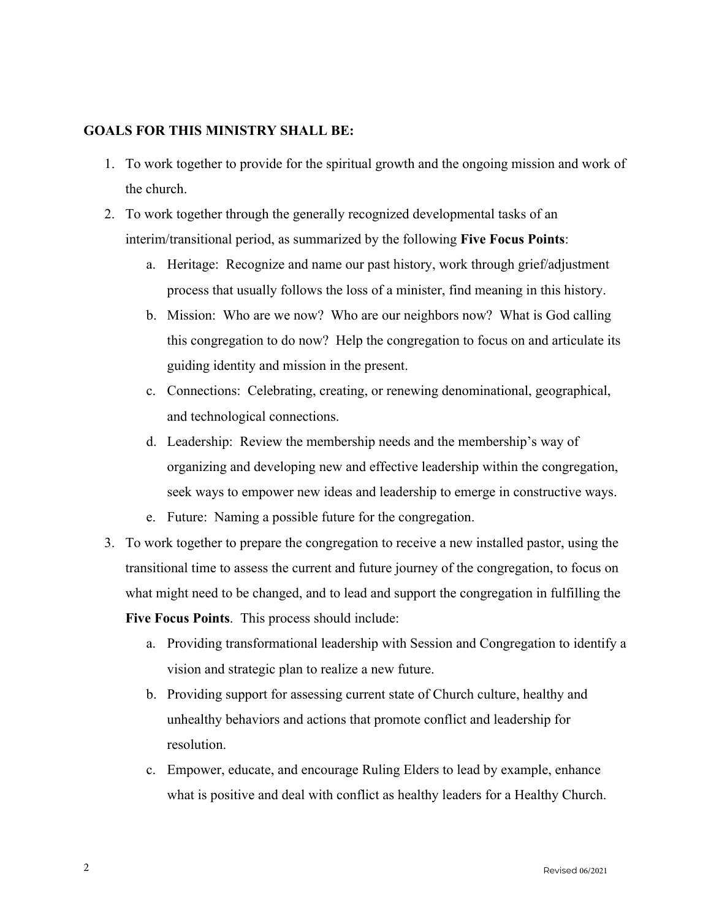**GOALS FOR THIS MINISTRY SHALL BE:**

1. To work together to provide for the spiritual growth and the ongoing mission and work of the church.
2. To work together through the generally recognized developmental tasks of an interim/transitional period, as summarized by the following **Five Focus Points**:
    a. Heritage: Recognize and name our past history, work through grief/adjustment process that usually follows the loss of a minister, find meaning in this history.
    b. Mission: Who are we now? Who are our neighbors now? What is God calling this congregation to do now? Help the congregation to focus on and articulate its guiding identity and mission in the present.
    c. Connections: Celebrating, creating, or renewing denominational, geographical, and technological connections.
    d. Leadership: Review the membership needs and the membership's way of organizing and developing new and effective leadership within the congregation, seek ways to empower new ideas and leadership to emerge in constructive ways.
    e. Future: Naming a possible future for the congregation.
3. To work together to prepare the congregation to receive a new installed pastor, using the transitional time to assess the current and future journey of the congregation, to focus on what might need to be changed, and to lead and support the congregation in fulfilling the **Five Focus Points**. This process should include:
    a. Providing transformational leadership with Session and Congregation to identify a vision and strategic plan to realize a new future.
    b. Providing support for assessing current state of Church culture, healthy and unhealthy behaviors and actions that promote conflict and leadership for resolution.
    c. Empower, educate, and encourage Ruling Elders to lead by example, enhance what is positive and deal with conflict as healthy leaders for a Healthy Church.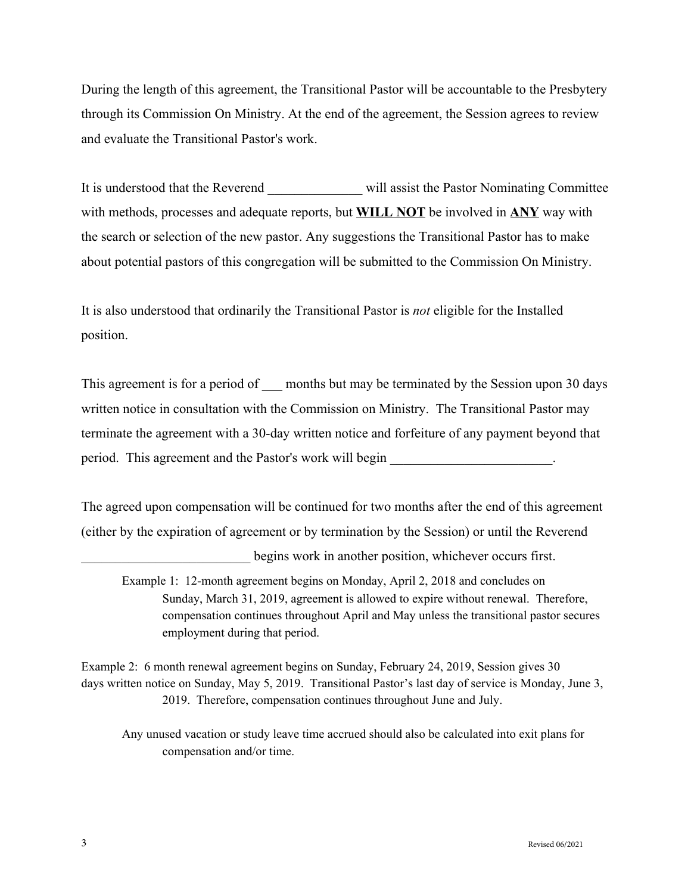During the length of this agreement, the Transitional Pastor will be accountable to the Presbytery through its Commission On Ministry. At the end of the agreement, the Session agrees to review and evaluate the Transitional Pastor's work.

It is understood that the Reverend ______________ will assist the Pastor Nominating Committee with methods, processes and adequate reports, but **WILL NOT** be involved in **ANY** way with the search or selection of the new pastor. Any suggestions the Transitional Pastor has to make about potential pastors of this congregation will be submitted to the Commission On Ministry.

It is also understood that ordinarily the Transitional Pastor is *not* eligible for the Installed position.

This agreement is for a period of ___ months but may be terminated by the Session upon 30 days written notice in consultation with the Commission on Ministry. The Transitional Pastor may terminate the agreement with a 30-day written notice and forfeiture of any payment beyond that period. This agreement and the Pastor's work will begin ________________________.

The agreed upon compensation will be continued for two months after the end of this agreement (either by the expiration of agreement or by termination by the Session) or until the Reverend _________________________ begins work in another position, whichever occurs first.

Example 1: 12-month agreement begins on Monday, April 2, 2018 and concludes on Sunday, March 31, 2019, agreement is allowed to expire without renewal. Therefore, compensation continues throughout April and May unless the transitional pastor secures employment during that period.

Example 2: 6 month renewal agreement begins on Sunday, February 24, 2019, Session gives 30 days written notice on Sunday, May 5, 2019. Transitional Pastor's last day of service is Monday, June 3, 2019. Therefore, compensation continues throughout June and July.

Any unused vacation or study leave time accrued should also be calculated into exit plans for compensation and/or time.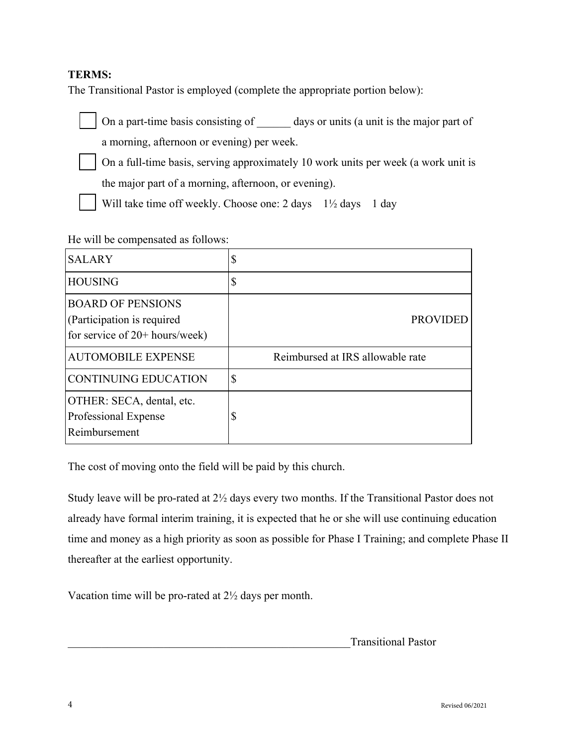**TERMS:**

The Transitional Pastor is employed (complete the appropriate portion below):

- ☐ On a part-time basis consisting of ______ days or units (a unit is the major part of a morning, afternoon or evening) per week.
- ☐ On a full-time basis, serving approximately 10 work units per week (a work unit is the major part of a morning, afternoon, or evening).
- ☐ Will take time off weekly. Choose one: 2 days 1½ days 1 day

He will be compensated as follows:

| | |
|---|---|
| SALARY | $ |
| HOUSING | $ |
| BOARD OF PENSIONS (Participation is required for service of 20+ hours/week) | PROVIDED |
| AUTOMOBILE EXPENSE | Reimbursed at IRS allowable rate |
| CONTINUING EDUCATION | $ |
| OTHER: SECA, dental, etc. Professional Expense Reimbursement | $ |

The cost of moving onto the field will be paid by this church.

Study leave will be pro-rated at 2½ days every two months. If the Transitional Pastor does not already have formal interim training, it is expected that he or she will use continuing education time and money as a high priority as soon as possible for Phase I Training; and complete Phase II thereafter at the earliest opportunity.

Vacation time will be pro-rated at 2½ days per month.

_____________________________________________________Transitional Pastor

Revised 06/2021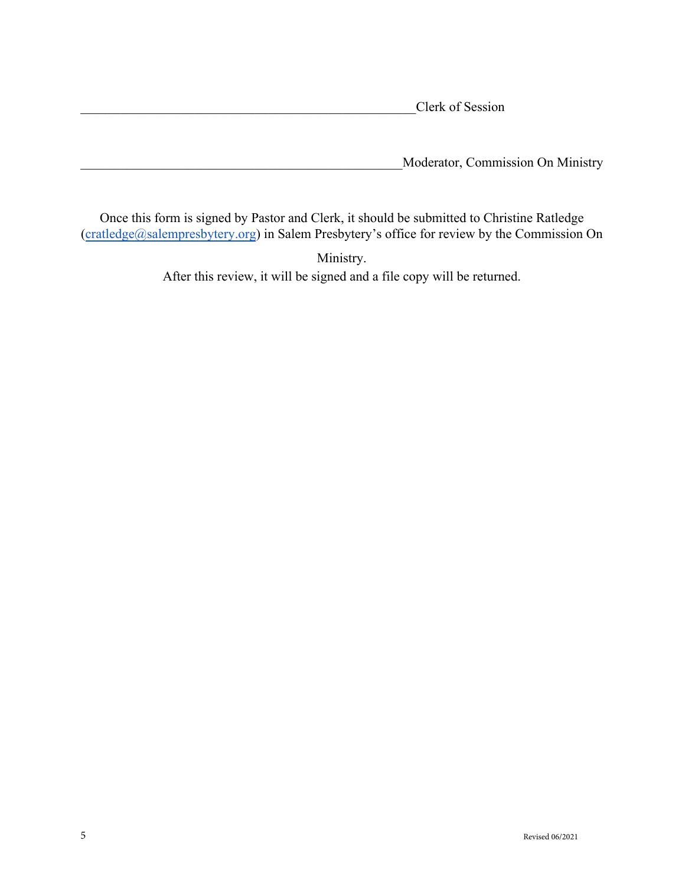\_\_\_\_\_\_\_\_\_\_\_\_\_\_\_\_\_\_\_\_\_\_\_\_\_\_\_\_\_\_\_\_\_\_\_\_\_\_\_\_\_\_\_\_\_\_\_\_\_\_Clerk of Session

\_\_\_\_\_\_\_\_\_\_\_\_\_\_\_\_\_\_\_\_\_\_\_\_\_\_\_\_\_\_\_\_\_\_\_\_\_\_\_\_\_\_\_\_\_\_\_\_Moderator, Commission On Ministry

Once this form is signed by Pastor and Clerk, it should be submitted to Christine Ratledge (cratledge@salempresbytery.org) in Salem Presbytery's office for review by the Commission On Ministry.

After this review, it will be signed and a file copy will be returned.

Revised 06/2021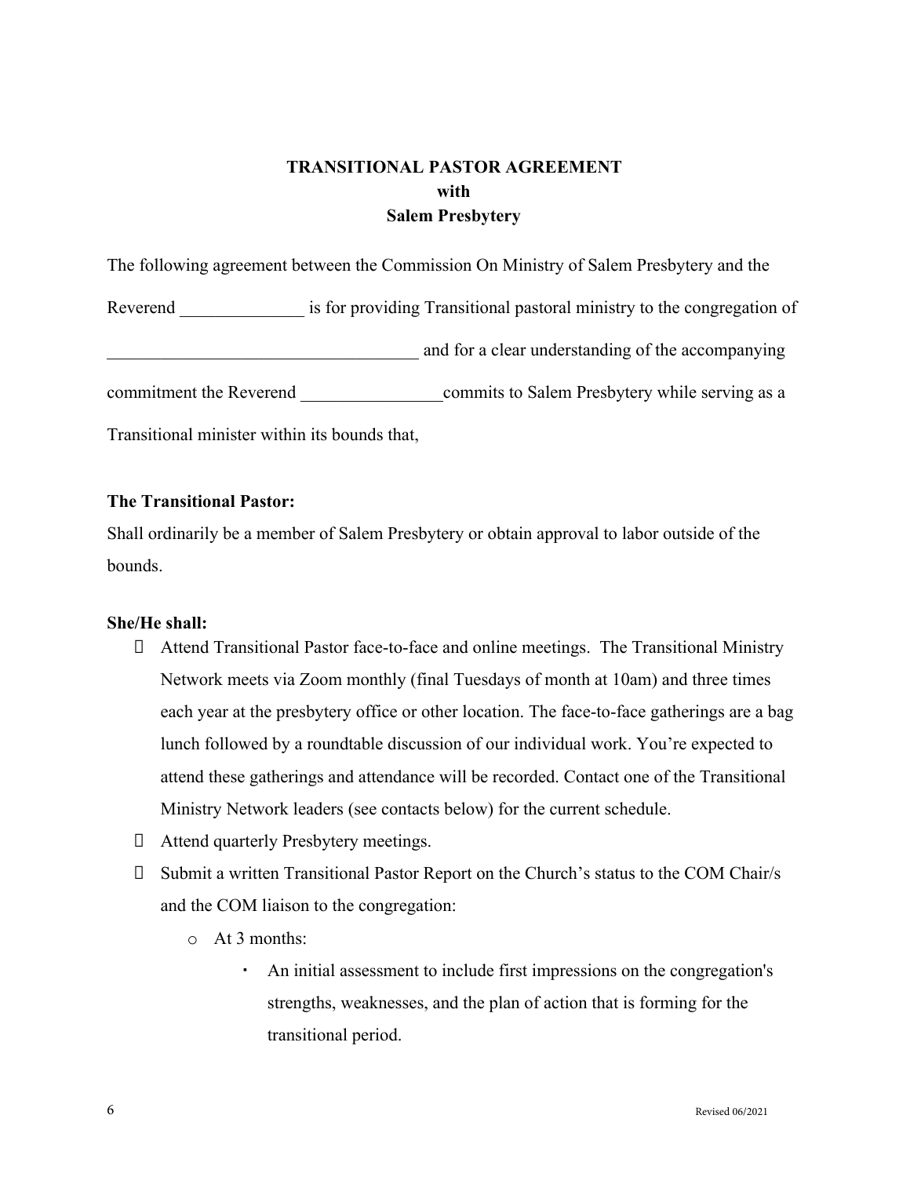**TRANSITIONAL PASTOR AGREEMENT**
**with**
**Salem Presbytery**

The following agreement between the Commission On Ministry of Salem Presbytery and the Reverend ______________ is for providing Transitional pastoral ministry to the congregation of ___________________________________ and for a clear understanding of the accompanying commitment the Reverend ________________commits to Salem Presbytery while serving as a Transitional minister within its bounds that,

**The Transitional Pastor:**

Shall ordinarily be a member of Salem Presbytery or obtain approval to labor outside of the bounds.

**She/He shall:**

- Attend Transitional Pastor face-to-face and online meetings. The Transitional Ministry Network meets via Zoom monthly (final Tuesdays of month at 10am) and three times each year at the presbytery office or other location. The face-to-face gatherings are a bag lunch followed by a roundtable discussion of our individual work. You're expected to attend these gatherings and attendance will be recorded. Contact one of the Transitional Ministry Network leaders (see contacts below) for the current schedule.
- Attend quarterly Presbytery meetings.
- Submit a written Transitional Pastor Report on the Church's status to the COM Chair/s and the COM liaison to the congregation:
  - At 3 months:
    - An initial assessment to include first impressions on the congregation's strengths, weaknesses, and the plan of action that is forming for the transitional period.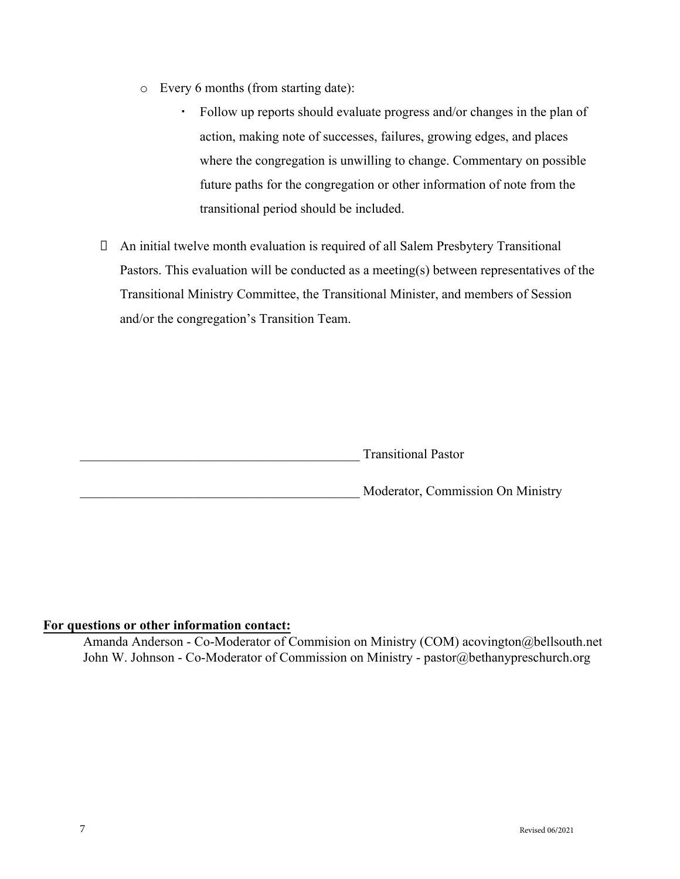- Every 6 months (from starting date):
  - Follow up reports should evaluate progress and/or changes in the plan of action, making note of successes, failures, growing edges, and places where the congregation is unwilling to change. Commentary on possible future paths for the congregation or other information of note from the transitional period should be included.

- An initial twelve month evaluation is required of all Salem Presbytery Transitional Pastors. This evaluation will be conducted as a meeting(s) between representatives of the Transitional Ministry Committee, the Transitional Minister, and members of Session and/or the congregation's Transition Team.

\_\_\_\_\_\_\_\_\_\_\_\_\_\_\_\_\_\_\_\_\_\_\_\_\_\_\_\_\_\_\_\_\_\_\_\_\_\_\_\_\_\_ Transitional Pastor

\_\_\_\_\_\_\_\_\_\_\_\_\_\_\_\_\_\_\_\_\_\_\_\_\_\_\_\_\_\_\_\_\_\_\_\_\_\_\_\_\_\_ Moderator, Commission On Ministry

**For questions or other information contact:**

Amanda Anderson - Co-Moderator of Commision on Ministry (COM) acovington@bellsouth.net
John W. Johnson - Co-Moderator of Commission on Ministry - pastor@bethanypreschurch.org

Revised 06/2021